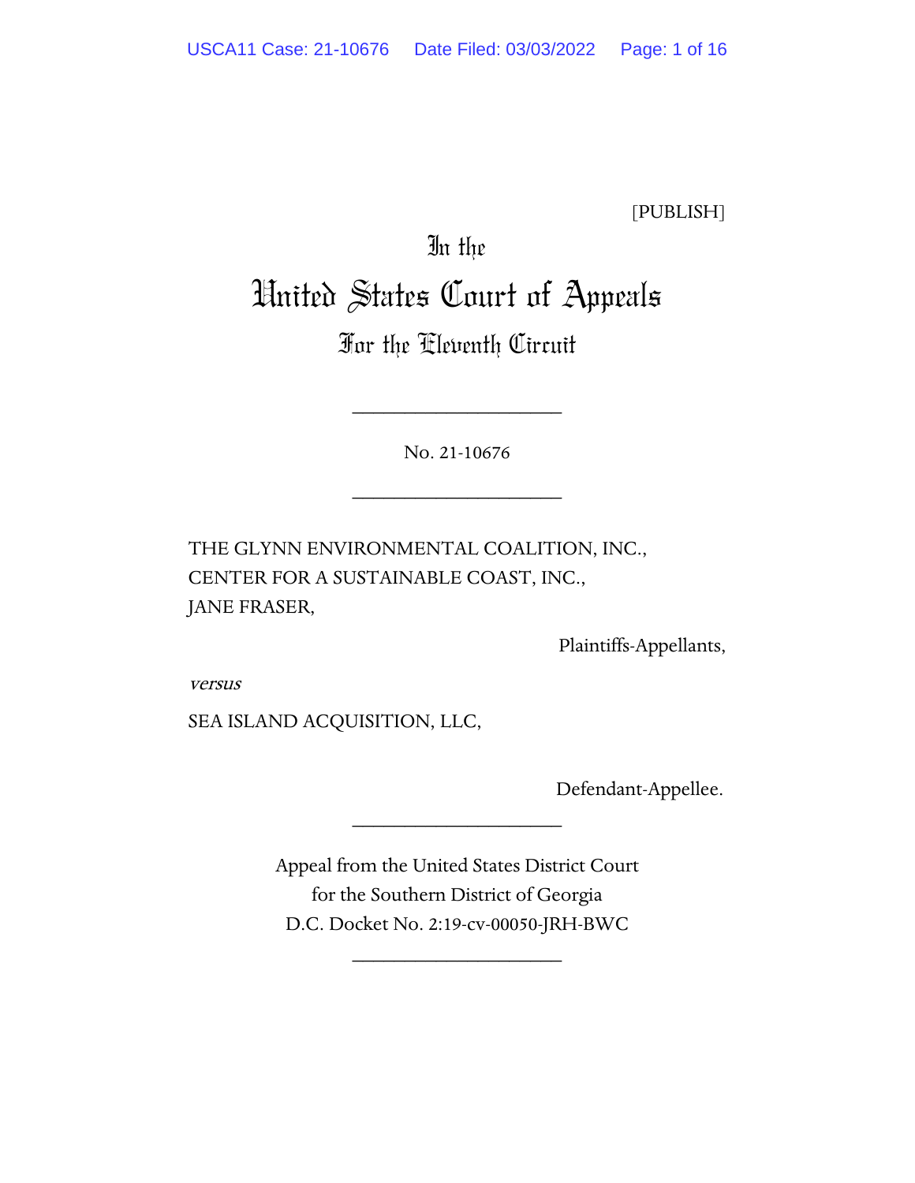[PUBLISH]

# In the
# United States Court of Appeals
## For the Eleventh Circuit

____________________

No. 21-10676

____________________

THE GLYNN ENVIRONMENTAL COALITION, INC.,
CENTER FOR A SUSTAINABLE COAST, INC.,
JANE FRASER,

Plaintiffs-Appellants,

*versus*

SEA ISLAND ACQUISITION, LLC,

Defendant-Appellee.

____________________

Appeal from the United States District Court
for the Southern District of Georgia
D.C. Docket No. 2:19-cv-00050-JRH-BWC

____________________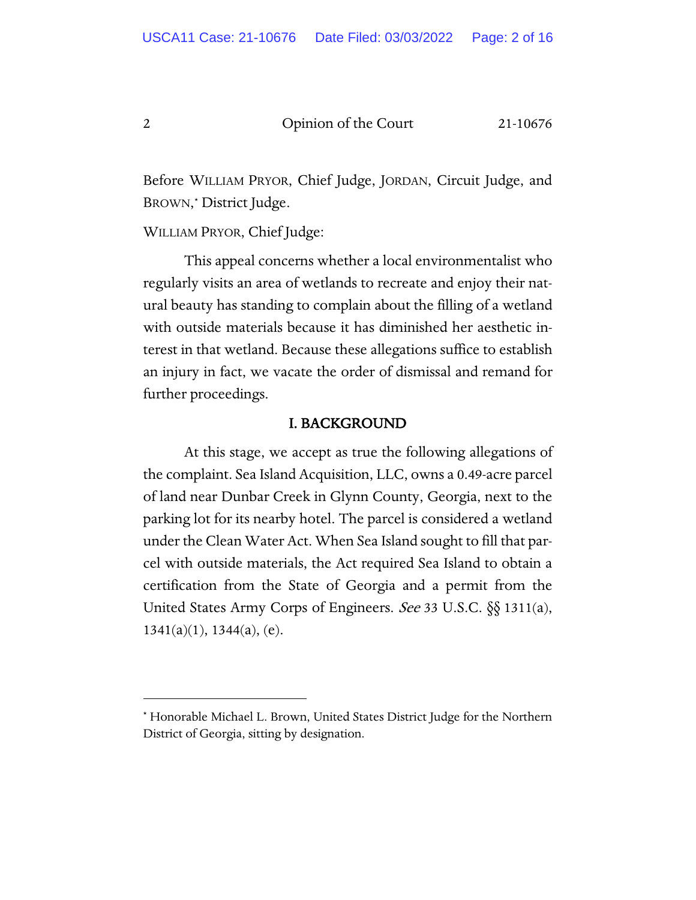Before WILLIAM PRYOR, Chief Judge, JORDAN, Circuit Judge, and BROWN,* District Judge.

WILLIAM PRYOR, Chief Judge:

This appeal concerns whether a local environmentalist who regularly visits an area of wetlands to recreate and enjoy their natural beauty has standing to complain about the filling of a wetland with outside materials because it has diminished her aesthetic interest in that wetland. Because these allegations suffice to establish an injury in fact, we vacate the order of dismissal and remand for further proceedings.

## I. BACKGROUND

At this stage, we accept as true the following allegations of the complaint. Sea Island Acquisition, LLC, owns a 0.49-acre parcel of land near Dunbar Creek in Glynn County, Georgia, next to the parking lot for its nearby hotel. The parcel is considered a wetland under the Clean Water Act. When Sea Island sought to fill that parcel with outside materials, the Act required Sea Island to obtain a certification from the State of Georgia and a permit from the United States Army Corps of Engineers. *See* 33 U.S.C. §§ 1311(a), 1341(a)(1), 1344(a), (e).

---

* Honorable Michael L. Brown, United States District Judge for the Northern District of Georgia, sitting by designation.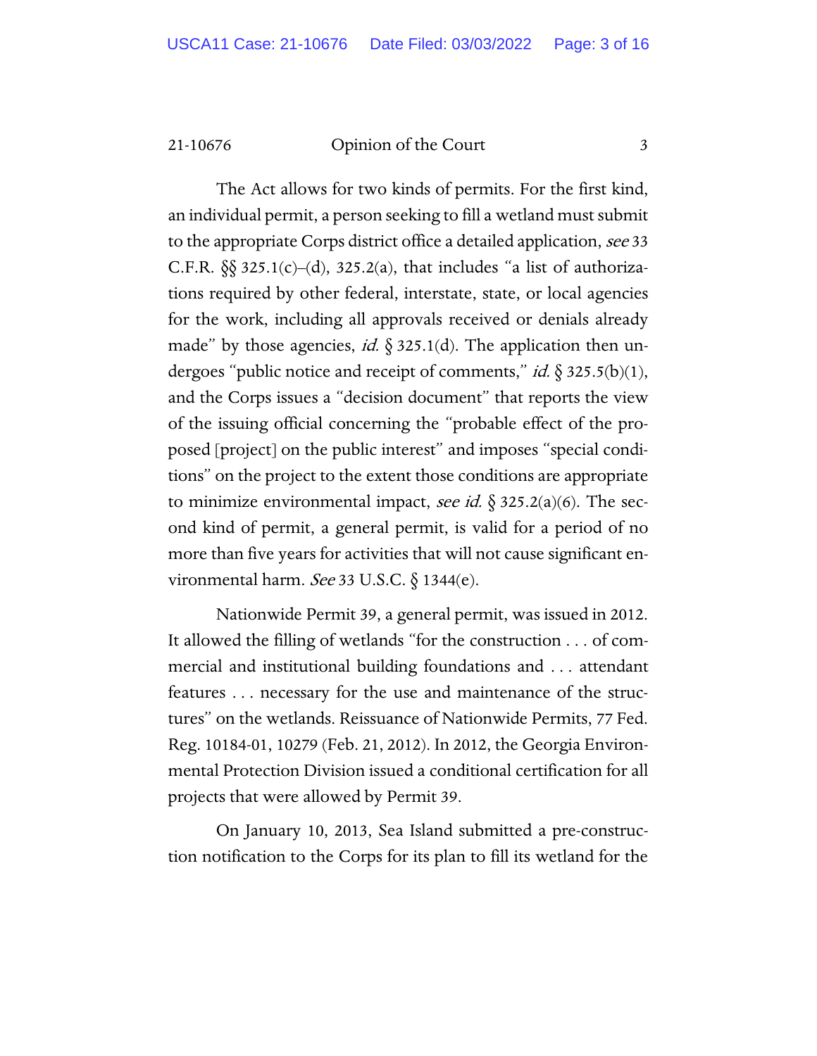The Act allows for two kinds of permits. For the first kind, an individual permit, a person seeking to fill a wetland must submit to the appropriate Corps district office a detailed application, *see* 33 C.F.R. §§ 325.1(c)–(d), 325.2(a), that includes "a list of authorizations required by other federal, interstate, state, or local agencies for the work, including all approvals received or denials already made" by those agencies, *id.* § 325.1(d). The application then undergoes "public notice and receipt of comments," *id.* § 325.5(b)(1), and the Corps issues a "decision document" that reports the view of the issuing official concerning the "probable effect of the proposed [project] on the public interest" and imposes "special conditions" on the project to the extent those conditions are appropriate to minimize environmental impact, *see id.* § 325.2(a)(6). The second kind of permit, a general permit, is valid for a period of no more than five years for activities that will not cause significant environmental harm. *See* 33 U.S.C. § 1344(e).

Nationwide Permit 39, a general permit, was issued in 2012. It allowed the filling of wetlands "for the construction . . . of commercial and institutional building foundations and . . . attendant features . . . necessary for the use and maintenance of the structures" on the wetlands. Reissuance of Nationwide Permits, 77 Fed. Reg. 10184-01, 10279 (Feb. 21, 2012). In 2012, the Georgia Environmental Protection Division issued a conditional certification for all projects that were allowed by Permit 39.

On January 10, 2013, Sea Island submitted a pre-construction notification to the Corps for its plan to fill its wetland for the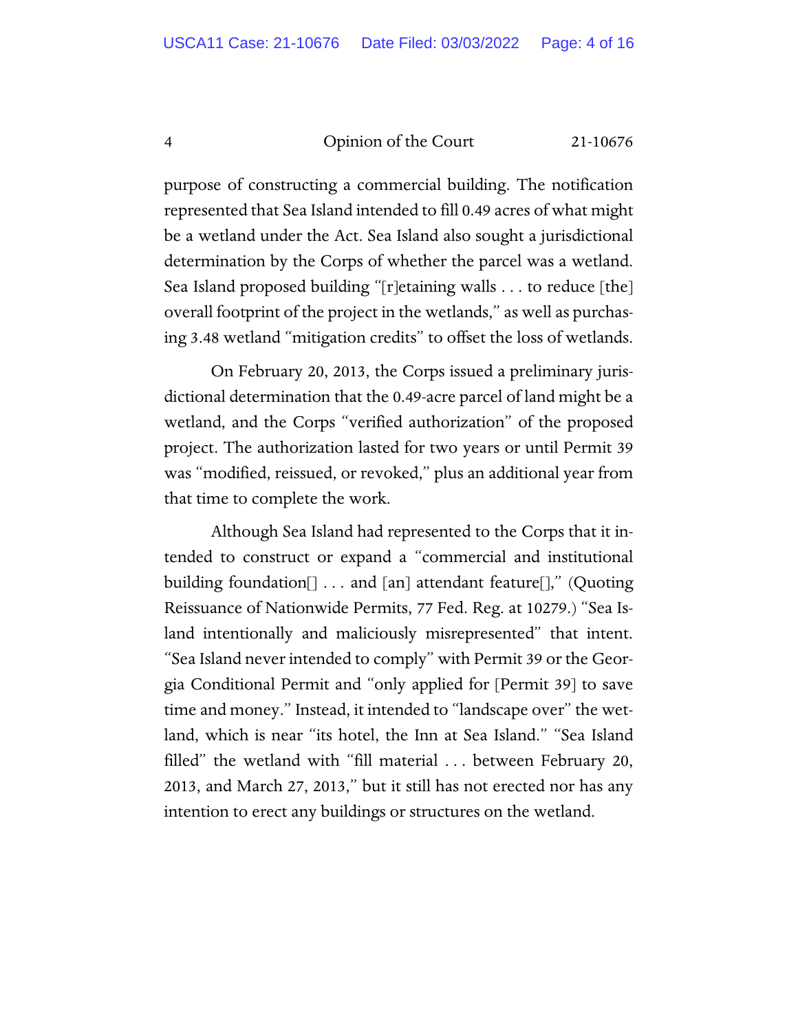purpose of constructing a commercial building. The notification represented that Sea Island intended to fill 0.49 acres of what might be a wetland under the Act. Sea Island also sought a jurisdictional determination by the Corps of whether the parcel was a wetland. Sea Island proposed building "[r]etaining walls . . . to reduce [the] overall footprint of the project in the wetlands," as well as purchasing 3.48 wetland "mitigation credits" to offset the loss of wetlands.

On February 20, 2013, the Corps issued a preliminary jurisdictional determination that the 0.49-acre parcel of land might be a wetland, and the Corps "verified authorization" of the proposed project. The authorization lasted for two years or until Permit 39 was "modified, reissued, or revoked," plus an additional year from that time to complete the work.

Although Sea Island had represented to the Corps that it intended to construct or expand a "commercial and institutional building foundation[] . . . and [an] attendant feature[]," (Quoting Reissuance of Nationwide Permits, 77 Fed. Reg. at 10279.) "Sea Island intentionally and maliciously misrepresented" that intent. "Sea Island never intended to comply" with Permit 39 or the Georgia Conditional Permit and "only applied for [Permit 39] to save time and money." Instead, it intended to "landscape over" the wetland, which is near "its hotel, the Inn at Sea Island." "Sea Island filled" the wetland with "fill material . . . between February 20, 2013, and March 27, 2013," but it still has not erected nor has any intention to erect any buildings or structures on the wetland.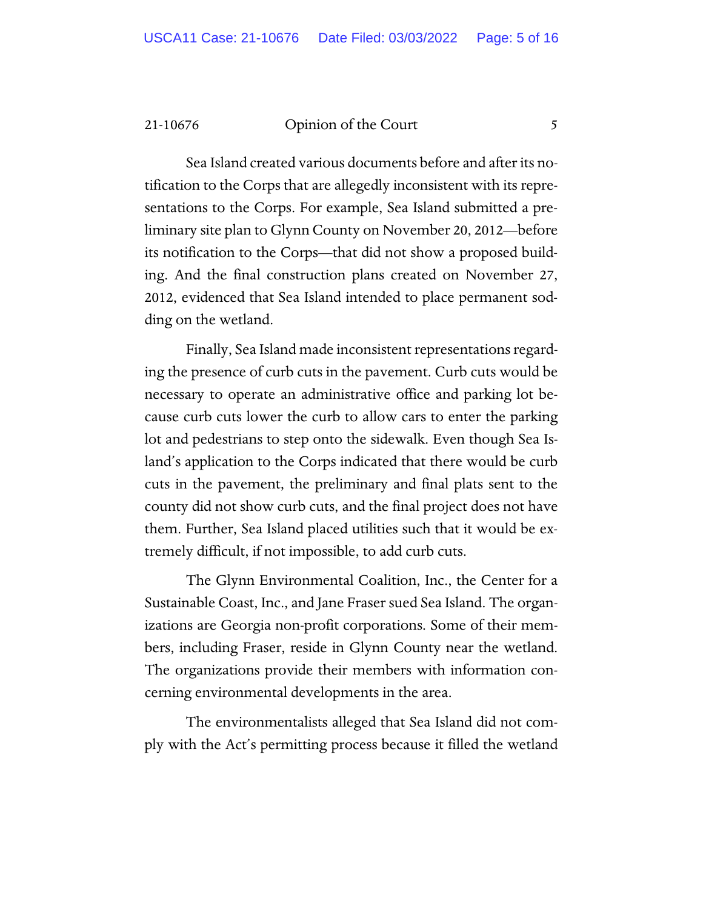Sea Island created various documents before and after its notification to the Corps that are allegedly inconsistent with its representations to the Corps. For example, Sea Island submitted a preliminary site plan to Glynn County on November 20, 2012—before its notification to the Corps—that did not show a proposed building. And the final construction plans created on November 27, 2012, evidenced that Sea Island intended to place permanent sodding on the wetland.

Finally, Sea Island made inconsistent representations regarding the presence of curb cuts in the pavement. Curb cuts would be necessary to operate an administrative office and parking lot because curb cuts lower the curb to allow cars to enter the parking lot and pedestrians to step onto the sidewalk. Even though Sea Island's application to the Corps indicated that there would be curb cuts in the pavement, the preliminary and final plats sent to the county did not show curb cuts, and the final project does not have them. Further, Sea Island placed utilities such that it would be extremely difficult, if not impossible, to add curb cuts.

The Glynn Environmental Coalition, Inc., the Center for a Sustainable Coast, Inc., and Jane Fraser sued Sea Island. The organizations are Georgia non-profit corporations. Some of their members, including Fraser, reside in Glynn County near the wetland. The organizations provide their members with information concerning environmental developments in the area.

The environmentalists alleged that Sea Island did not comply with the Act's permitting process because it filled the wetland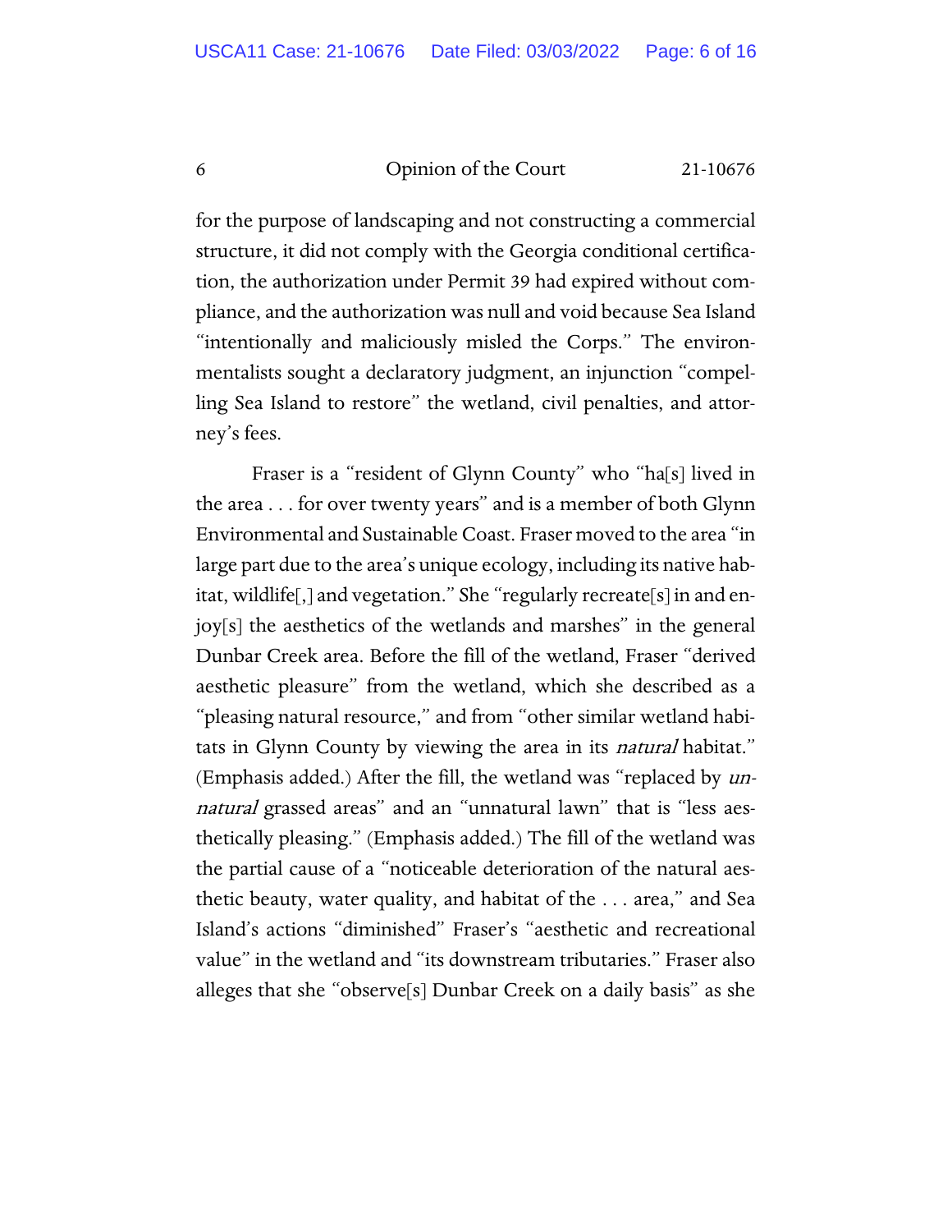for the purpose of landscaping and not constructing a commercial structure, it did not comply with the Georgia conditional certification, the authorization under Permit 39 had expired without compliance, and the authorization was null and void because Sea Island "intentionally and maliciously misled the Corps." The environmentalists sought a declaratory judgment, an injunction "compelling Sea Island to restore" the wetland, civil penalties, and attorney's fees.

Fraser is a "resident of Glynn County" who "ha[s] lived in the area . . . for over twenty years" and is a member of both Glynn Environmental and Sustainable Coast. Fraser moved to the area "in large part due to the area's unique ecology, including its native habitat, wildlife[,] and vegetation." She "regularly recreate[s] in and enjoy[s] the aesthetics of the wetlands and marshes" in the general Dunbar Creek area. Before the fill of the wetland, Fraser "derived aesthetic pleasure" from the wetland, which she described as a "pleasing natural resource," and from "other similar wetland habitats in Glynn County by viewing the area in its *natural* habitat." (Emphasis added.) After the fill, the wetland was "replaced by *unnatural* grassed areas" and an "unnatural lawn" that is "less aesthetically pleasing." (Emphasis added.) The fill of the wetland was the partial cause of a "noticeable deterioration of the natural aesthetic beauty, water quality, and habitat of the . . . area," and Sea Island's actions "diminished" Fraser's "aesthetic and recreational value" in the wetland and "its downstream tributaries." Fraser also alleges that she "observe[s] Dunbar Creek on a daily basis" as she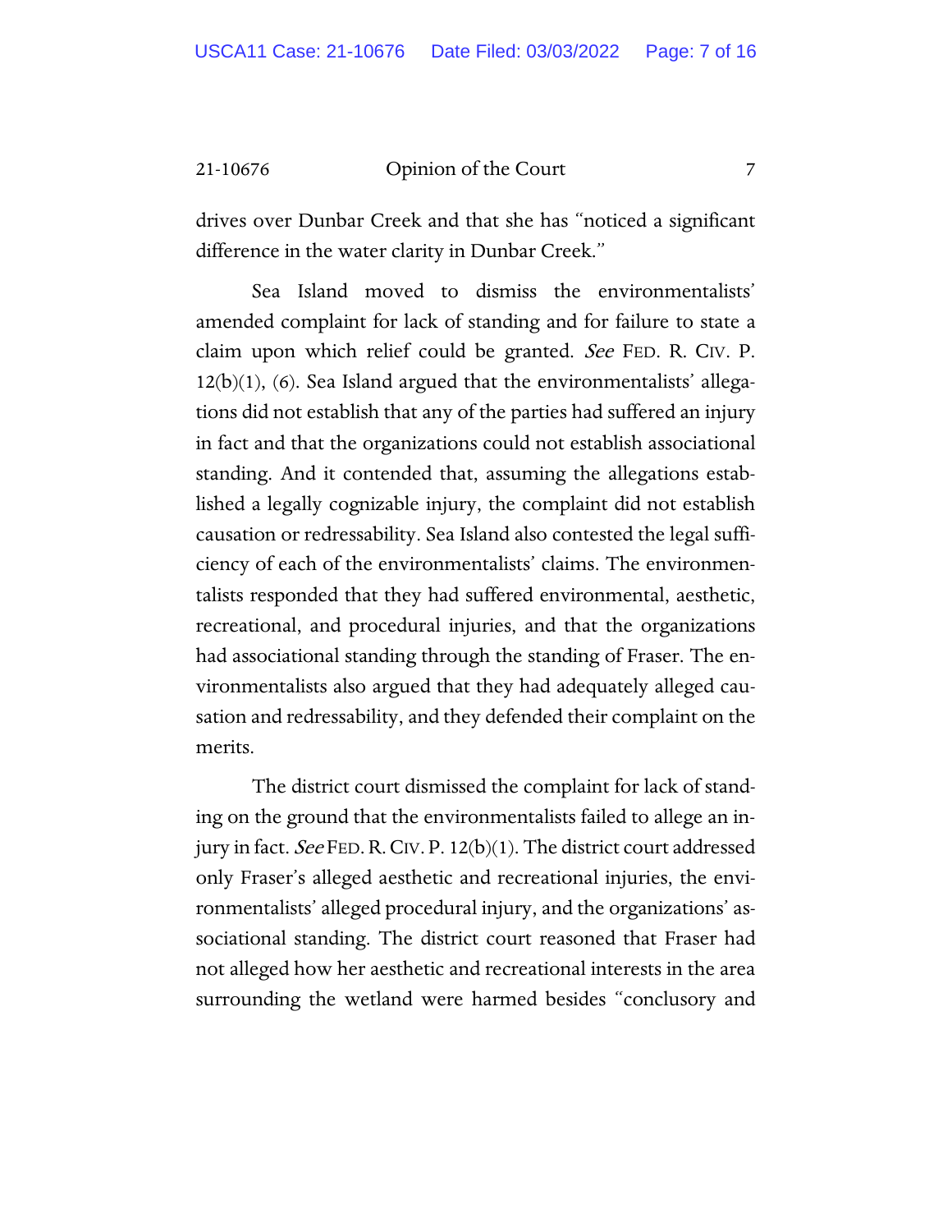drives over Dunbar Creek and that she has "noticed a significant difference in the water clarity in Dunbar Creek."

Sea Island moved to dismiss the environmentalists' amended complaint for lack of standing and for failure to state a claim upon which relief could be granted. *See* FED. R. CIV. P. 12(b)(1), (6). Sea Island argued that the environmentalists' allegations did not establish that any of the parties had suffered an injury in fact and that the organizations could not establish associational standing. And it contended that, assuming the allegations established a legally cognizable injury, the complaint did not establish causation or redressability. Sea Island also contested the legal sufficiency of each of the environmentalists' claims. The environmentalists responded that they had suffered environmental, aesthetic, recreational, and procedural injuries, and that the organizations had associational standing through the standing of Fraser. The environmentalists also argued that they had adequately alleged causation and redressability, and they defended their complaint on the merits.

The district court dismissed the complaint for lack of standing on the ground that the environmentalists failed to allege an injury in fact. *See* FED. R. CIV. P. 12(b)(1). The district court addressed only Fraser's alleged aesthetic and recreational injuries, the environmentalists' alleged procedural injury, and the organizations' associational standing. The district court reasoned that Fraser had not alleged how her aesthetic and recreational interests in the area surrounding the wetland were harmed besides "conclusory and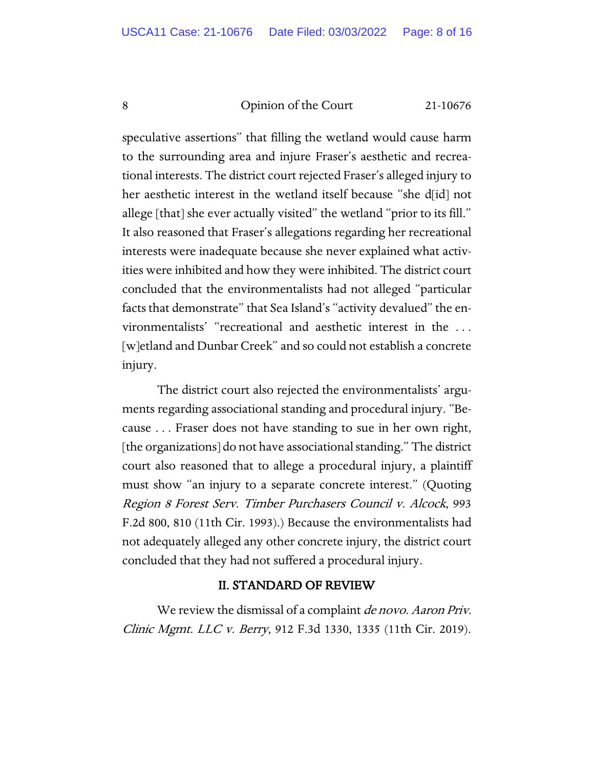speculative assertions" that filling the wetland would cause harm to the surrounding area and injure Fraser's aesthetic and recreational interests. The district court rejected Fraser's alleged injury to her aesthetic interest in the wetland itself because "she d[id] not allege [that] she ever actually visited" the wetland "prior to its fill." It also reasoned that Fraser's allegations regarding her recreational interests were inadequate because she never explained what activities were inhibited and how they were inhibited. The district court concluded that the environmentalists had not alleged "particular facts that demonstrate" that Sea Island's "activity devalued" the environmentalists' "recreational and aesthetic interest in the . . . [w]etland and Dunbar Creek" and so could not establish a concrete injury.

The district court also rejected the environmentalists' arguments regarding associational standing and procedural injury. "Because . . . Fraser does not have standing to sue in her own right, [the organizations] do not have associational standing." The district court also reasoned that to allege a procedural injury, a plaintiff must show "an injury to a separate concrete interest." (Quoting *Region 8 Forest Serv. Timber Purchasers Council v. Alcock*, 993 F.2d 800, 810 (11th Cir. 1993).) Because the environmentalists had not adequately alleged any other concrete injury, the district court concluded that they had not suffered a procedural injury.

## II. STANDARD OF REVIEW

We review the dismissal of a complaint *de novo*. *Aaron Priv. Clinic Mgmt. LLC v. Berry*, 912 F.3d 1330, 1335 (11th Cir. 2019).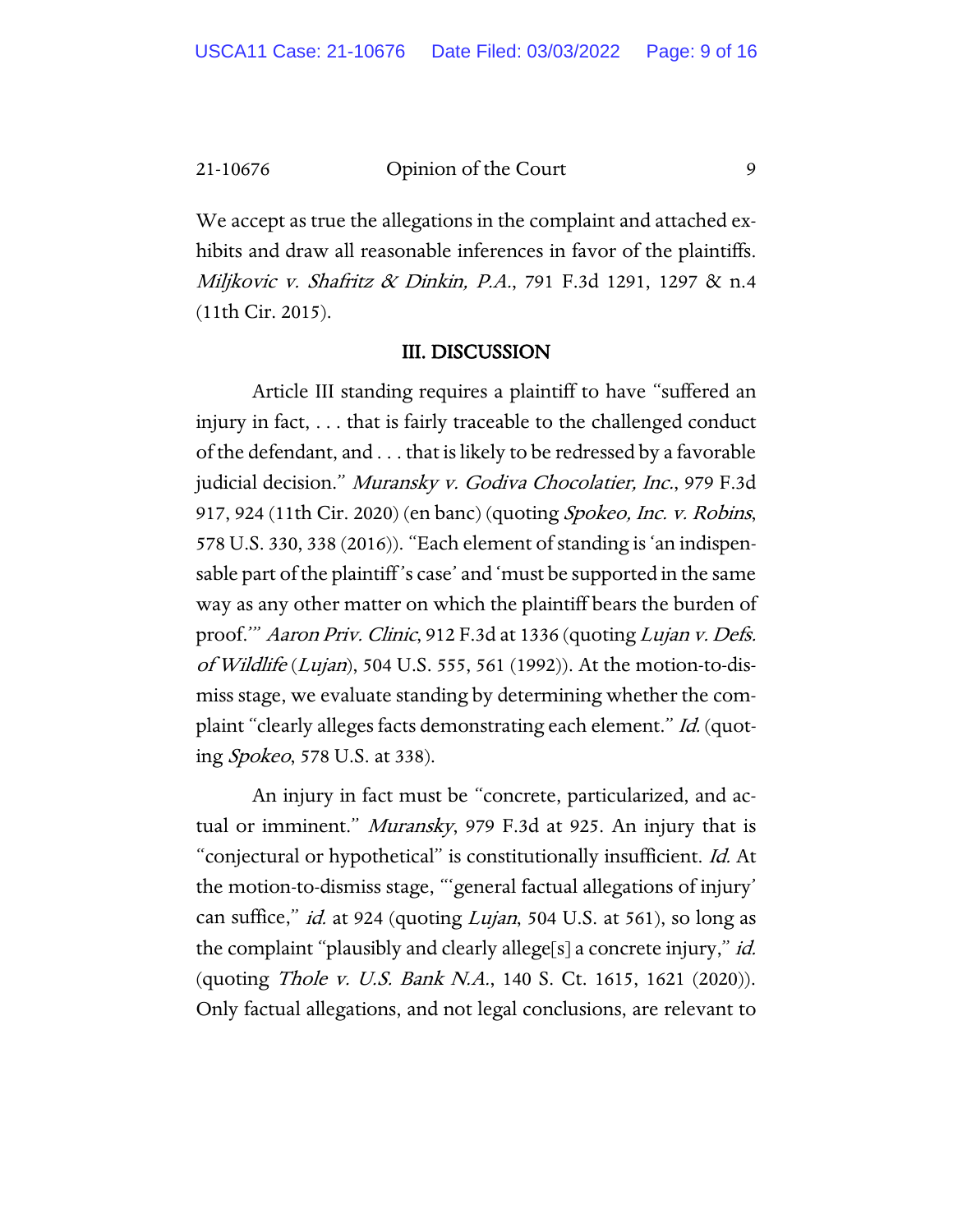We accept as true the allegations in the complaint and attached exhibits and draw all reasonable inferences in favor of the plaintiffs. *Miljkovic v. Shafritz & Dinkin, P.A.*, 791 F.3d 1291, 1297 & n.4 (11th Cir. 2015).

## III. DISCUSSION

Article III standing requires a plaintiff to have "suffered an injury in fact, . . . that is fairly traceable to the challenged conduct of the defendant, and . . . that is likely to be redressed by a favorable judicial decision." *Muransky v. Godiva Chocolatier, Inc.*, 979 F.3d 917, 924 (11th Cir. 2020) (en banc) (quoting *Spokeo, Inc. v. Robins*, 578 U.S. 330, 338 (2016)). "Each element of standing is 'an indispensable part of the plaintiff's case' and 'must be supported in the same way as any other matter on which the plaintiff bears the burden of proof.'" *Aaron Priv. Clinic*, 912 F.3d at 1336 (quoting *Lujan v. Defs. of Wildlife* (*Lujan*), 504 U.S. 555, 561 (1992)). At the motion-to-dismiss stage, we evaluate standing by determining whether the complaint "clearly alleges facts demonstrating each element." *Id.* (quoting *Spokeo*, 578 U.S. at 338).

An injury in fact must be "concrete, particularized, and actual or imminent." *Muransky*, 979 F.3d at 925. An injury that is "conjectural or hypothetical" is constitutionally insufficient. *Id.* At the motion-to-dismiss stage, "'general factual allegations of injury' can suffice," *id.* at 924 (quoting *Lujan*, 504 U.S. at 561), so long as the complaint "plausibly and clearly allege[s] a concrete injury," *id.* (quoting *Thole v. U.S. Bank N.A.*, 140 S. Ct. 1615, 1621 (2020)). Only factual allegations, and not legal conclusions, are relevant to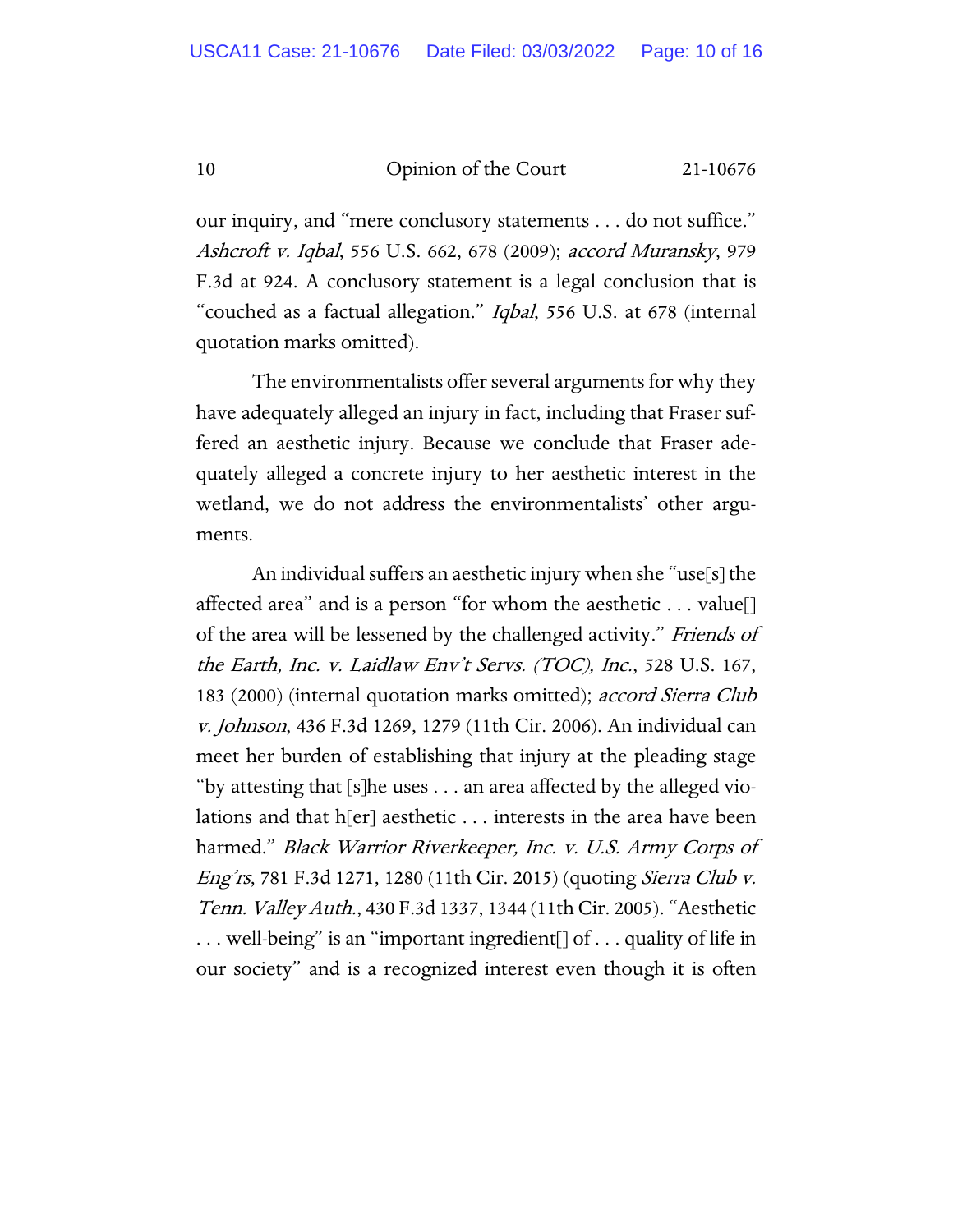our inquiry, and "mere conclusory statements . . . do not suffice." *Ashcroft v. Iqbal*, 556 U.S. 662, 678 (2009); *accord Muransky*, 979 F.3d at 924. A conclusory statement is a legal conclusion that is "couched as a factual allegation." *Iqbal*, 556 U.S. at 678 (internal quotation marks omitted).

The environmentalists offer several arguments for why they have adequately alleged an injury in fact, including that Fraser suffered an aesthetic injury. Because we conclude that Fraser adequately alleged a concrete injury to her aesthetic interest in the wetland, we do not address the environmentalists' other arguments.

An individual suffers an aesthetic injury when she "use[s] the affected area" and is a person "for whom the aesthetic . . . value[] of the area will be lessened by the challenged activity." *Friends of the Earth, Inc. v. Laidlaw Env't Servs. (TOC), Inc.*, 528 U.S. 167, 183 (2000) (internal quotation marks omitted); *accord Sierra Club v. Johnson*, 436 F.3d 1269, 1279 (11th Cir. 2006). An individual can meet her burden of establishing that injury at the pleading stage "by attesting that [s]he uses . . . an area affected by the alleged violations and that h[er] aesthetic . . . interests in the area have been harmed." *Black Warrior Riverkeeper, Inc. v. U.S. Army Corps of Eng'rs*, 781 F.3d 1271, 1280 (11th Cir. 2015) (quoting *Sierra Club v. Tenn. Valley Auth.*, 430 F.3d 1337, 1344 (11th Cir. 2005). "Aesthetic . . . well-being" is an "important ingredient[] of . . . quality of life in our society" and is a recognized interest even though it is often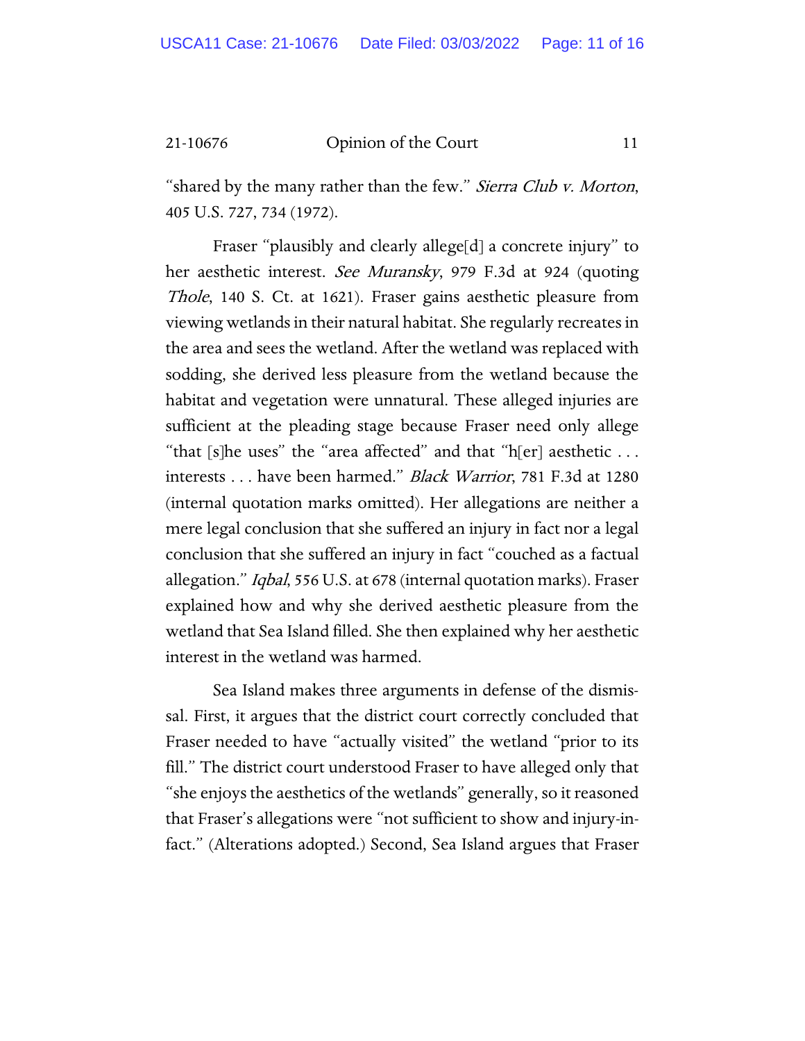"shared by the many rather than the few." *Sierra Club v. Morton*, 405 U.S. 727, 734 (1972).

Fraser "plausibly and clearly allege[d] a concrete injury" to her aesthetic interest. *See Muransky*, 979 F.3d at 924 (quoting *Thole*, 140 S. Ct. at 1621). Fraser gains aesthetic pleasure from viewing wetlands in their natural habitat. She regularly recreates in the area and sees the wetland. After the wetland was replaced with sodding, she derived less pleasure from the wetland because the habitat and vegetation were unnatural. These alleged injuries are sufficient at the pleading stage because Fraser need only allege "that [s]he uses" the "area affected" and that "h[er] aesthetic . . . interests . . . have been harmed." *Black Warrior*, 781 F.3d at 1280 (internal quotation marks omitted). Her allegations are neither a mere legal conclusion that she suffered an injury in fact nor a legal conclusion that she suffered an injury in fact "couched as a factual allegation." *Iqbal*, 556 U.S. at 678 (internal quotation marks). Fraser explained how and why she derived aesthetic pleasure from the wetland that Sea Island filled. She then explained why her aesthetic interest in the wetland was harmed.

Sea Island makes three arguments in defense of the dismissal. First, it argues that the district court correctly concluded that Fraser needed to have "actually visited" the wetland "prior to its fill." The district court understood Fraser to have alleged only that "she enjoys the aesthetics of the wetlands" generally, so it reasoned that Fraser's allegations were "not sufficient to show and injury-in-fact." (Alterations adopted.) Second, Sea Island argues that Fraser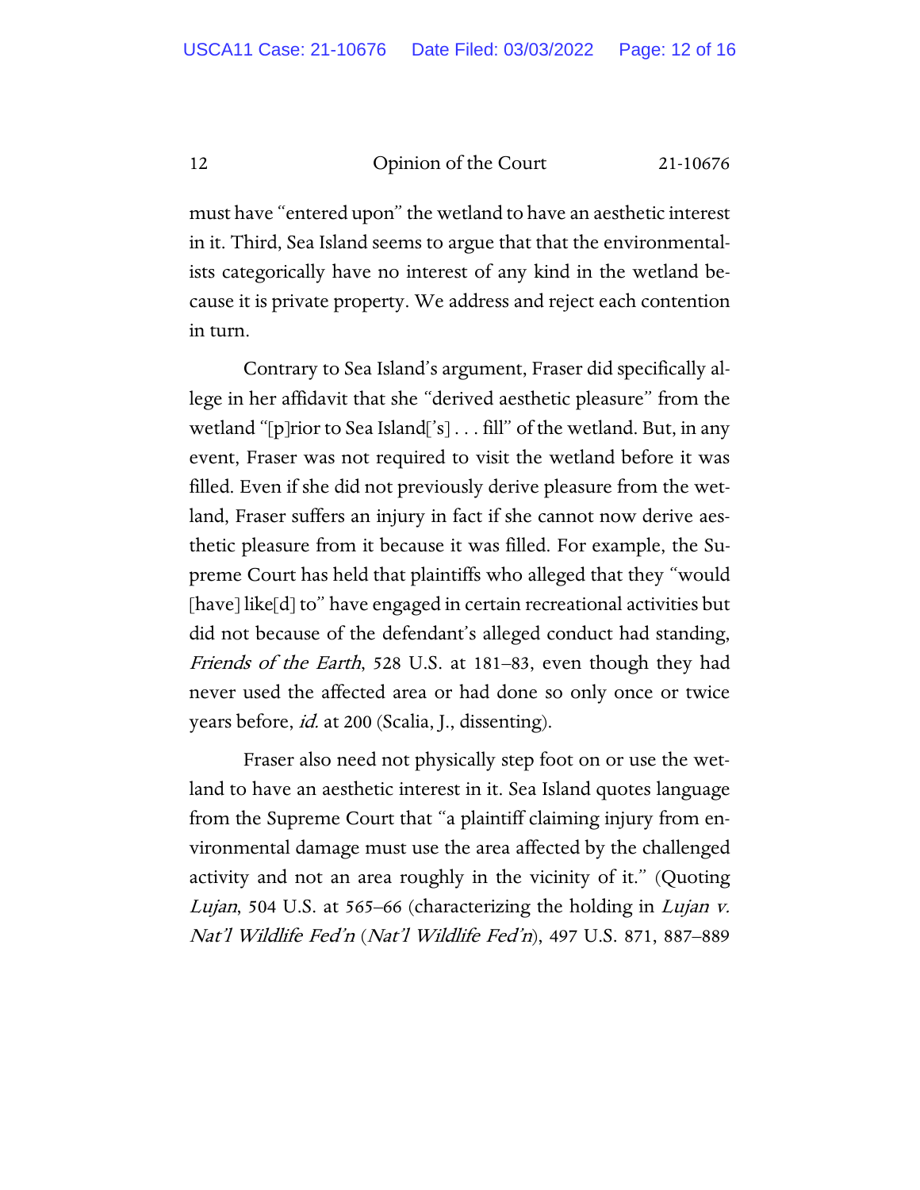must have "entered upon" the wetland to have an aesthetic interest in it. Third, Sea Island seems to argue that that the environmentalists categorically have no interest of any kind in the wetland because it is private property. We address and reject each contention in turn.

Contrary to Sea Island's argument, Fraser did specifically allege in her affidavit that she "derived aesthetic pleasure" from the wetland "[p]rior to Sea Island['s] . . . fill" of the wetland. But, in any event, Fraser was not required to visit the wetland before it was filled. Even if she did not previously derive pleasure from the wetland, Fraser suffers an injury in fact if she cannot now derive aesthetic pleasure from it because it was filled. For example, the Supreme Court has held that plaintiffs who alleged that they "would [have] like[d] to" have engaged in certain recreational activities but did not because of the defendant's alleged conduct had standing, *Friends of the Earth*, 528 U.S. at 181–83, even though they had never used the affected area or had done so only once or twice years before, *id.* at 200 (Scalia, J., dissenting).

Fraser also need not physically step foot on or use the wetland to have an aesthetic interest in it. Sea Island quotes language from the Supreme Court that "a plaintiff claiming injury from environmental damage must use the area affected by the challenged activity and not an area roughly in the vicinity of it." (Quoting *Lujan*, 504 U.S. at 565–66 (characterizing the holding in *Lujan v. Nat'l Wildlife Fed'n* (*Nat'l Wildlife Fed'n*), 497 U.S. 871, 887–889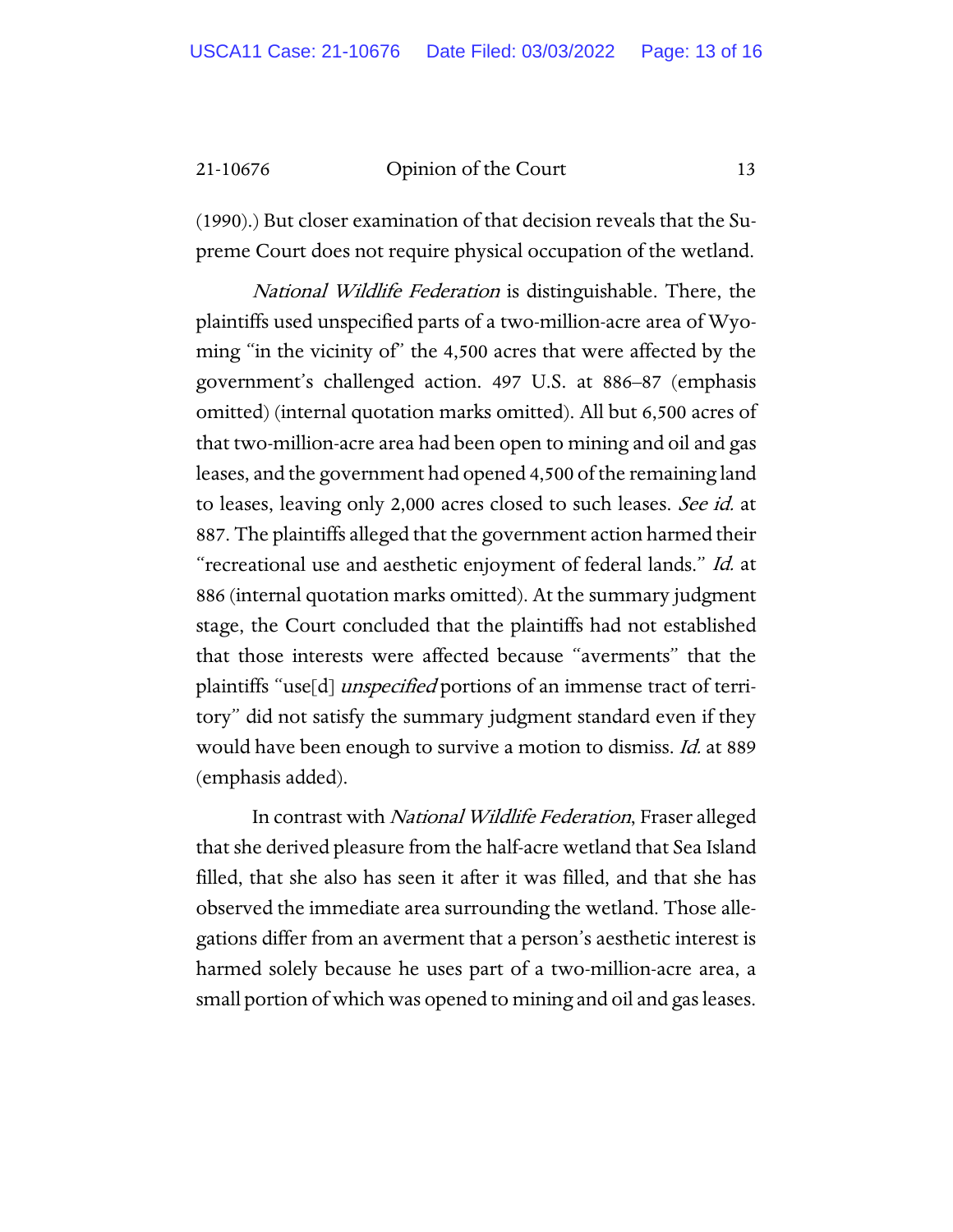(1990).) But closer examination of that decision reveals that the Supreme Court does not require physical occupation of the wetland.

*National Wildlife Federation* is distinguishable. There, the plaintiffs used unspecified parts of a two-million-acre area of Wyoming "in the vicinity of" the 4,500 acres that were affected by the government's challenged action. 497 U.S. at 886–87 (emphasis omitted) (internal quotation marks omitted). All but 6,500 acres of that two-million-acre area had been open to mining and oil and gas leases, and the government had opened 4,500 of the remaining land to leases, leaving only 2,000 acres closed to such leases. *See id.* at 887. The plaintiffs alleged that the government action harmed their "recreational use and aesthetic enjoyment of federal lands." *Id.* at 886 (internal quotation marks omitted). At the summary judgment stage, the Court concluded that the plaintiffs had not established that those interests were affected because "averments" that the plaintiffs "use[d] *unspecified* portions of an immense tract of territory" did not satisfy the summary judgment standard even if they would have been enough to survive a motion to dismiss. *Id.* at 889 (emphasis added).

In contrast with *National Wildlife Federation*, Fraser alleged that she derived pleasure from the half-acre wetland that Sea Island filled, that she also has seen it after it was filled, and that she has observed the immediate area surrounding the wetland. Those allegations differ from an averment that a person's aesthetic interest is harmed solely because he uses part of a two-million-acre area, a small portion of which was opened to mining and oil and gas leases.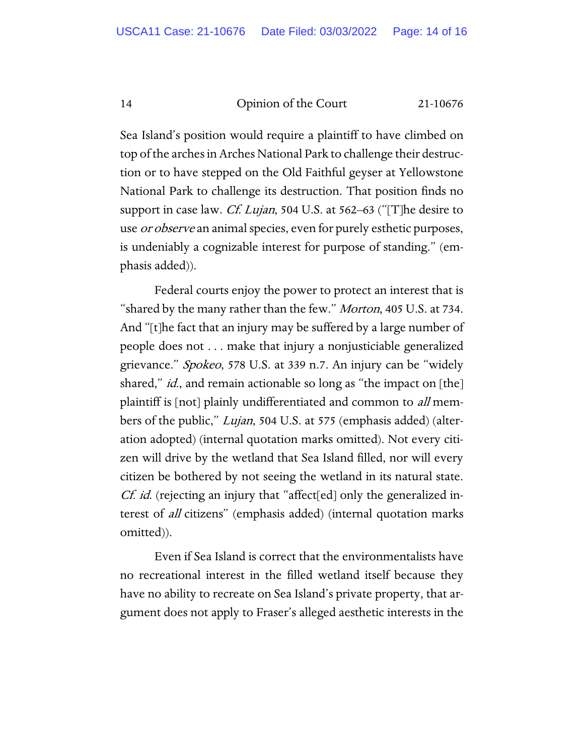Sea Island's position would require a plaintiff to have climbed on top of the arches in Arches National Park to challenge their destruction or to have stepped on the Old Faithful geyser at Yellowstone National Park to challenge its destruction. That position finds no support in case law. *Cf. Lujan*, 504 U.S. at 562–63 ("[T]he desire to use *or observe* an animal species, even for purely esthetic purposes, is undeniably a cognizable interest for purpose of standing." (emphasis added)).

Federal courts enjoy the power to protect an interest that is "shared by the many rather than the few." *Morton*, 405 U.S. at 734. And "[t]he fact that an injury may be suffered by a large number of people does not . . . make that injury a nonjusticiable generalized grievance." *Spokeo*, 578 U.S. at 339 n.7. An injury can be "widely shared," *id.*, and remain actionable so long as "the impact on [the] plaintiff is [not] plainly undifferentiated and common to *all* members of the public," *Lujan*, 504 U.S. at 575 (emphasis added) (alteration adopted) (internal quotation marks omitted). Not every citizen will drive by the wetland that Sea Island filled, nor will every citizen be bothered by not seeing the wetland in its natural state. *Cf. id.* (rejecting an injury that "affect[ed] only the generalized interest of *all* citizens" (emphasis added) (internal quotation marks omitted)).

Even if Sea Island is correct that the environmentalists have no recreational interest in the filled wetland itself because they have no ability to recreate on Sea Island's private property, that argument does not apply to Fraser's alleged aesthetic interests in the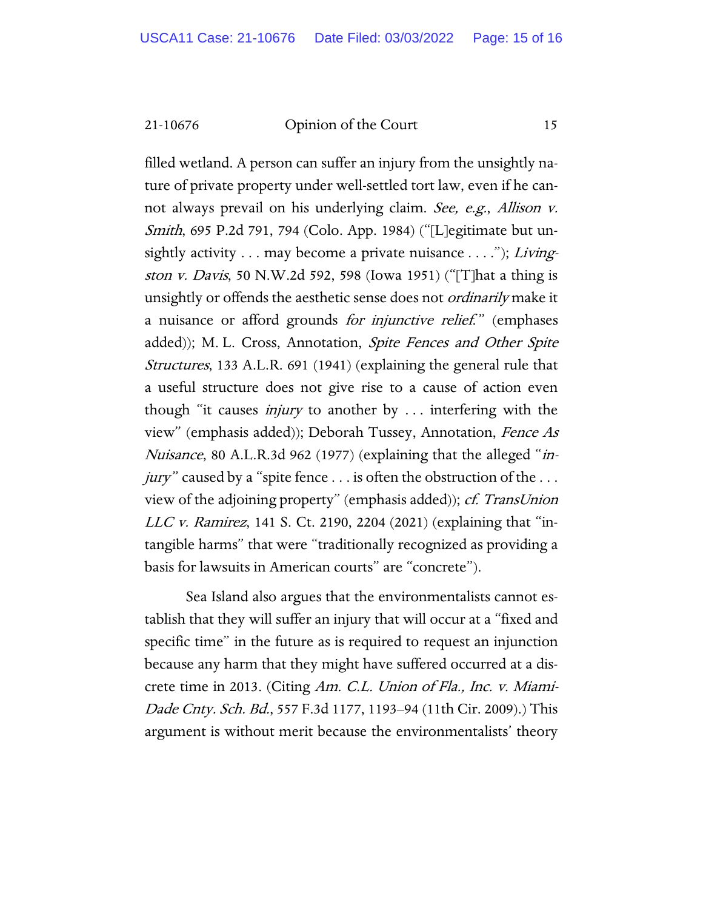filled wetland. A person can suffer an injury from the unsightly nature of private property under well-settled tort law, even if he cannot always prevail on his underlying claim. *See, e.g.*, *Allison v. Smith*, 695 P.2d 791, 794 (Colo. App. 1984) ("[L]egitimate but unsightly activity . . . may become a private nuisance . . . ."); *Livingston v. Davis*, 50 N.W.2d 592, 598 (Iowa 1951) ("[T]hat a thing is unsightly or offends the aesthetic sense does not *ordinarily* make it a nuisance or afford grounds *for injunctive relief*." (emphases added)); M. L. Cross, Annotation, *Spite Fences and Other Spite Structures*, 133 A.L.R. 691 (1941) (explaining the general rule that a useful structure does not give rise to a cause of action even though "it causes *injury* to another by . . . interfering with the view" (emphasis added)); Deborah Tussey, Annotation, *Fence As Nuisance*, 80 A.L.R.3d 962 (1977) (explaining that the alleged "*injury*" caused by a "spite fence . . . is often the obstruction of the . . . view of the adjoining property" (emphasis added)); *cf. TransUnion LLC v. Ramirez*, 141 S. Ct. 2190, 2204 (2021) (explaining that "intangible harms" that were "traditionally recognized as providing a basis for lawsuits in American courts" are "concrete").

Sea Island also argues that the environmentalists cannot establish that they will suffer an injury that will occur at a "fixed and specific time" in the future as is required to request an injunction because any harm that they might have suffered occurred at a discrete time in 2013. (Citing *Am. C.L. Union of Fla., Inc. v. Miami-Dade Cnty. Sch. Bd.*, 557 F.3d 1177, 1193–94 (11th Cir. 2009).) This argument is without merit because the environmentalists' theory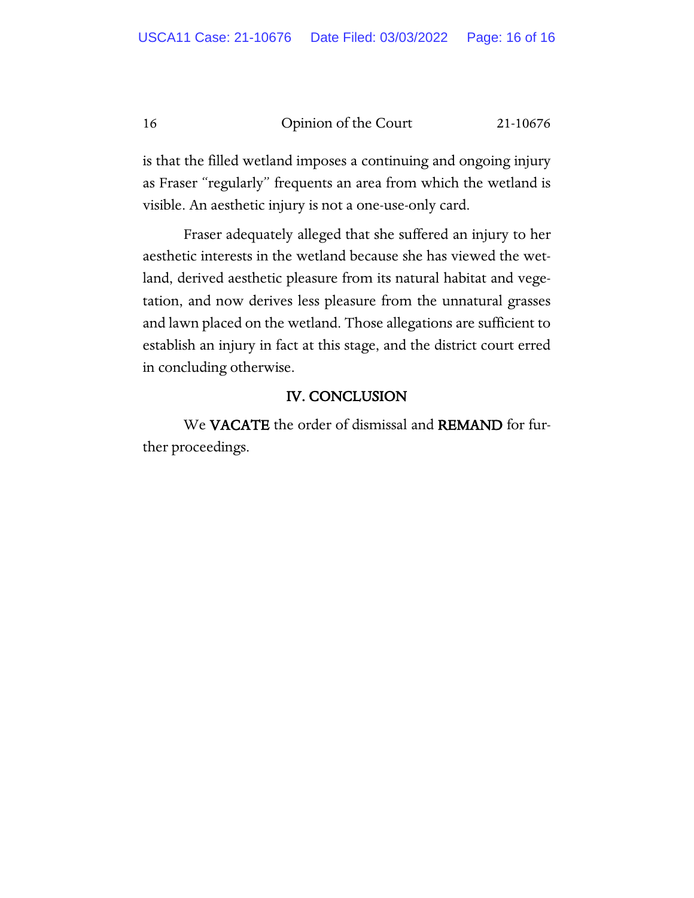is that the filled wetland imposes a continuing and ongoing injury as Fraser "regularly" frequents an area from which the wetland is visible. An aesthetic injury is not a one-use-only card.

Fraser adequately alleged that she suffered an injury to her aesthetic interests in the wetland because she has viewed the wetland, derived aesthetic pleasure from its natural habitat and vegetation, and now derives less pleasure from the unnatural grasses and lawn placed on the wetland. Those allegations are sufficient to establish an injury in fact at this stage, and the district court erred in concluding otherwise.

## IV. CONCLUSION

We **VACATE** the order of dismissal and **REMAND** for further proceedings.